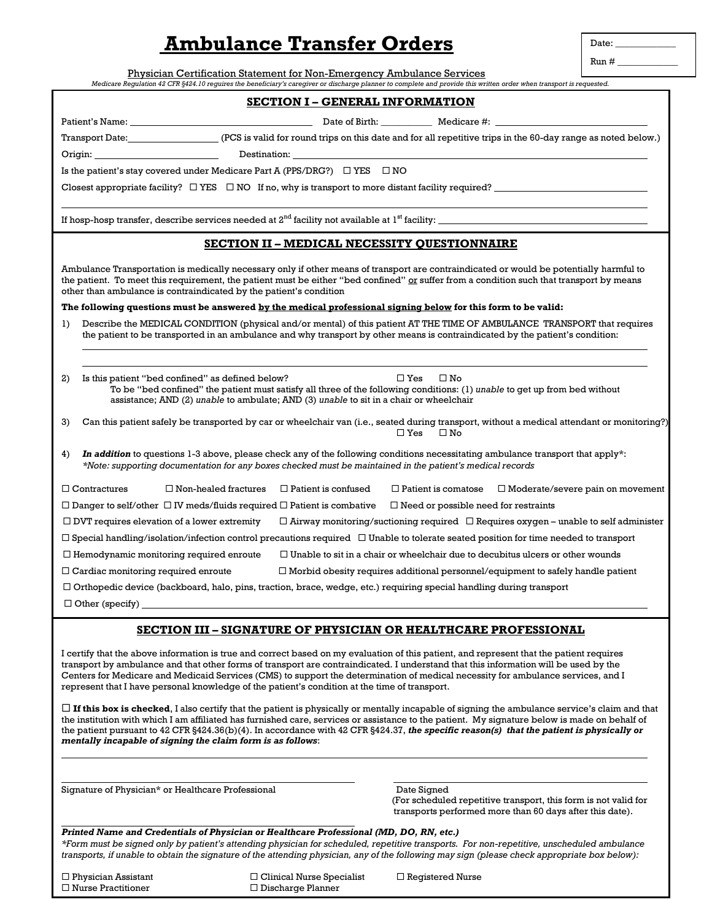# Ambulance Transfer Orders

Date: ____________

Run # ____________

Physician Certification Statement for Non-Emergency Ambulance Services

*Medicare Regulation 42 CFR §424.10 requires the beneficiary's caregiver or discharge planner to complete and provide this written order when transport is requested.*

## SECTION I – GENERAL INFORMATION

Patient's Name: ______________________ Date of Birth: __________ Medicare #: ______________________

Transport Date: ______________ (PCS is valid for round trips on this date and for all repetitive trips in the 60-day range as noted below.)

Origin: ____________________ Destination: ______________________________________

Is the patient's stay covered under Medicare Part A (PPS/DRG?) ☐ YES ☐ NO

Closest appropriate facility? ☐ YES ☐ NO If no, why is transport to more distant facility required? ______________________

______________________________________________________________________

If hosp-hosp transfer, describe services needed at 2nd facility not available at 1st facility: ______________________

## SECTION II – MEDICAL NECESSITY QUESTIONNAIRE

Ambulance Transportation is medically necessary only if other means of transport are contraindicated or would be potentially harmful to the patient. To meet this requirement, the patient must be either "bed confined" or suffer from a condition such that transport by means other than ambulance is contraindicated by the patient's condition

**The following questions must be answered by the medical professional signing below for this form to be valid:**

1) Describe the MEDICAL CONDITION (physical and/or mental) of this patient AT THE TIME OF AMBULANCE TRANSPORT that requires the patient to be transported in an ambulance and why transport by other means is contraindicated by the patient's condition:

______________________________________________________________________

______________________________________________________________________

2) Is this patient "bed confined" as defined below? ☐ Yes ☐ No
   To be "bed confined" the patient must satisfy all three of the following conditions: (1) *unable* to get up from bed without assistance; AND (2) *unable* to ambulate; AND (3) *unable* to sit in a chair or wheelchair

3) Can this patient safely be transported by car or wheelchair van (i.e., seated during transport, without a medical attendant or monitoring?) ☐ Yes ☐ No

4) ***In addition*** to questions 1-3 above, please check any of the following conditions necessitating ambulance transport that apply\*:
   *\*Note: supporting documentation for any boxes checked must be maintained in the patient's medical records*

☐ Contractures ☐ Non-healed fractures ☐ Patient is confused ☐ Patient is comatose ☐ Moderate/severe pain on movement

☐ Danger to self/other ☐ IV meds/fluids required ☐ Patient is combative ☐ Need or possible need for restraints

☐ DVT requires elevation of a lower extremity ☐ Airway monitoring/suctioning required ☐ Requires oxygen – unable to self administer

☐ Special handling/isolation/infection control precautions required ☐ Unable to tolerate seated position for time needed to transport

☐ Hemodynamic monitoring required enroute ☐ Unable to sit in a chair or wheelchair due to decubitus ulcers or other wounds

☐ Cardiac monitoring required enroute ☐ Morbid obesity requires additional personnel/equipment to safely handle patient

☐ Orthopedic device (backboard, halo, pins, traction, brace, wedge, etc.) requiring special handling during transport

☐ Other (specify) ______________________________________________________________________

## SECTION III – SIGNATURE OF PHYSICIAN OR HEALTHCARE PROFESSIONAL

I certify that the above information is true and correct based on my evaluation of this patient, and represent that the patient requires transport by ambulance and that other forms of transport are contraindicated. I understand that this information will be used by the Centers for Medicare and Medicaid Services (CMS) to support the determination of medical necessity for ambulance services, and I represent that I have personal knowledge of the patient's condition at the time of transport.

☐ **If this box is checked**, I also certify that the patient is physically or mentally incapable of signing the ambulance service's claim and that the institution with which I am affiliated has furnished care, services or assistance to the patient. My signature below is made on behalf of the patient pursuant to 42 CFR §424.36(b)(4). In accordance with 42 CFR §424.37, ***the specific reason(s) that the patient is physically or mentally incapable of signing the claim form is as follows***:

______________________________________________________________________

______________________________________ ______________________________________

Signature of Physician\* or Healthcare Professional

Date Signed
(For scheduled repetitive transport, this form is not valid for transports performed more than 60 days after this date).

______________________________________

***Printed Name and Credentials of Physician or Healthcare Professional (MD, DO, RN, etc.)***

*\*Form must be signed only by patient's attending physician for scheduled, repetitive transports. For non-repetitive, unscheduled ambulance transports, if unable to obtain the signature of the attending physician, any of the following may sign (please check appropriate box below):*

☐ Physician Assistant ☐ Clinical Nurse Specialist ☐ Registered Nurse

☐ Nurse Practitioner ☐ Discharge Planner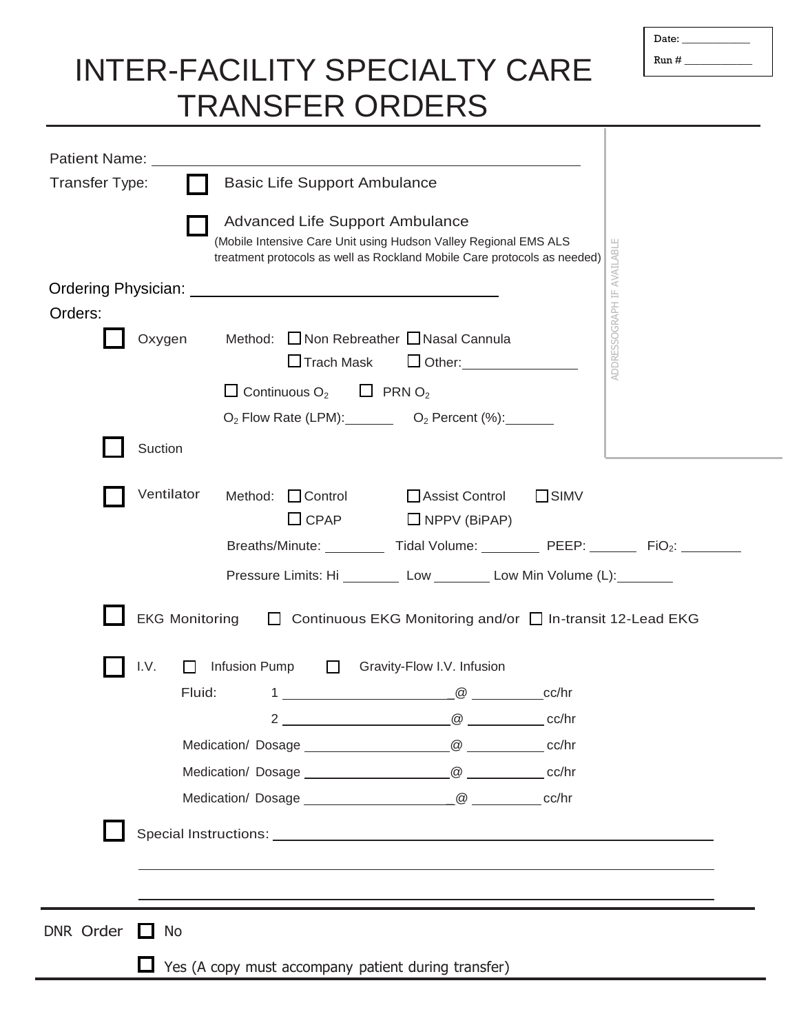Date: ___________

Run # ___________

# INTER-FACILITY SPECIALTY CARE TRANSFER ORDERS

Patient Name: ______________________________________________

Transfer Type:

- ☐ Basic Life Support Ambulance
- ☐ Advanced Life Support Ambulance
  (Mobile Intensive Care Unit using Hudson Valley Regional EMS ALS treatment protocols as well as Rockland Mobile Care protocols as needed)

ADDRESSOGRAPH IF AVAILABLE

Ordering Physician: ________________________________

Orders:

☐ Oxygen — Method: ☐ Non Rebreather ☐ Nasal Cannula ☐ Trach Mask ☐ Other: ____________

☐ Continuous $O_2$ ☐ PRN $O_2$

$O_2$ Flow Rate (LPM): ______ $O_2$ Percent (%): ______

☐ Suction

☐ Ventilator — Method: ☐ Control ☐ Assist Control ☐ SIMV ☐ CPAP ☐ NPPV (BiPAP)

Breaths/Minute: _______ Tidal Volume: _______ PEEP: ______ $FiO_2$: _______

Pressure Limits: Hi _______ Low _______ Low Min Volume (L): _______

☐ EKG Monitoring ☐ Continuous EKG Monitoring and/or ☐ In-transit 12-Lead EKG

☐ I.V. ☐ Infusion Pump ☐ Gravity-Flow I.V. Infusion

Fluid: 1 ____________________@ ________cc/hr

2 ____________________@ ________cc/hr

Medication/ Dosage __________________@ ________cc/hr

Medication/ Dosage __________________@ ________cc/hr

Medication/ Dosage __________________@ ________cc/hr

☐ Special Instructions: ______________________________________________

______________________________________________________________

______________________________________________________________

DNR Order ☐ No

☐ Yes (A copy must accompany patient during transfer)